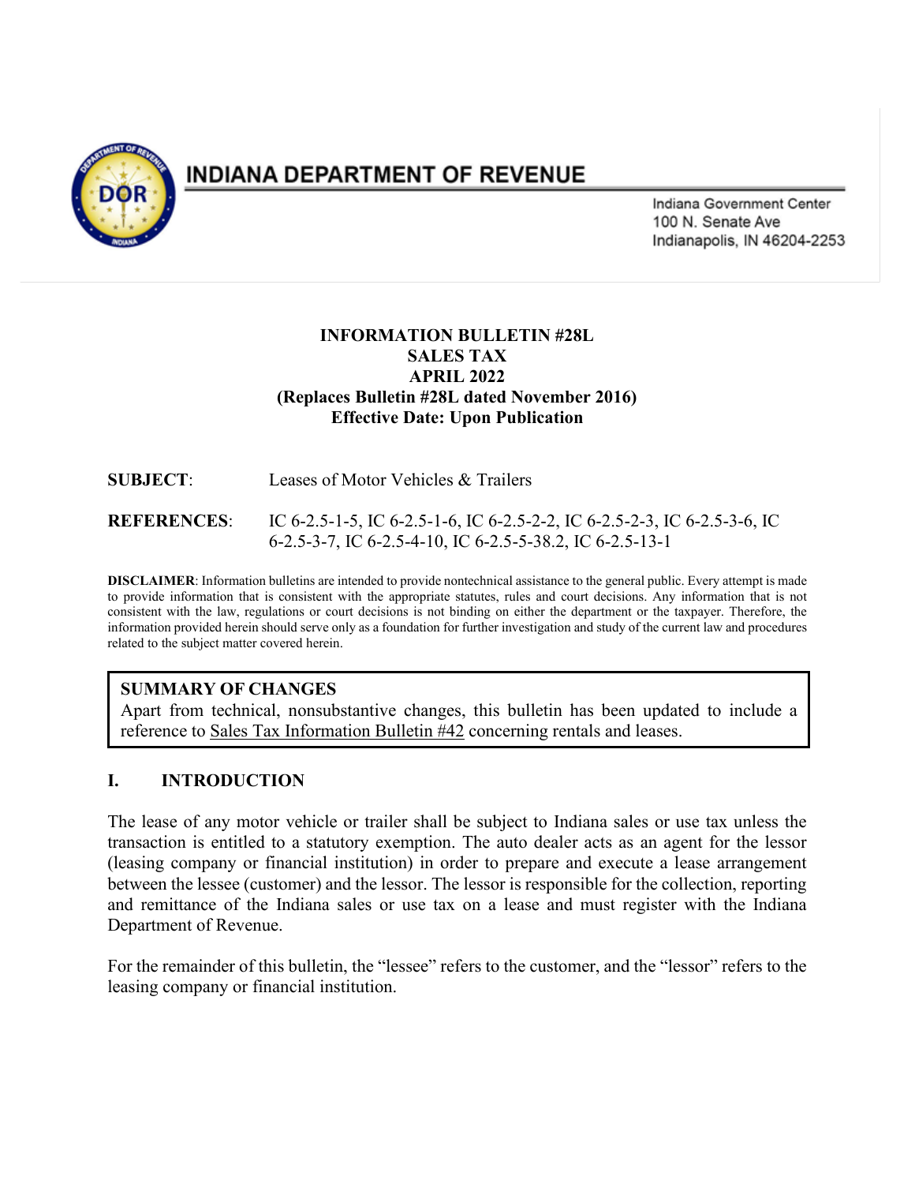# INDIANA DEPARTMENT OF REVENUE

Indiana Government Center
100 N. Senate Ave
Indianapolis, IN 46204-2253

**INFORMATION BULLETIN #28L**
**SALES TAX**
**APRIL 2022**
**(Replaces Bulletin #28L dated November 2016)**
**Effective Date: Upon Publication**

**SUBJECT**: Leases of Motor Vehicles & Trailers

**REFERENCES**: IC 6-2.5-1-5, IC 6-2.5-1-6, IC 6-2.5-2-2, IC 6-2.5-2-3, IC 6-2.5-3-6, IC 6-2.5-3-7, IC 6-2.5-4-10, IC 6-2.5-5-38.2, IC 6-2.5-13-1

**DISCLAIMER**: Information bulletins are intended to provide nontechnical assistance to the general public. Every attempt is made to provide information that is consistent with the appropriate statutes, rules and court decisions. Any information that is not consistent with the law, regulations or court decisions is not binding on either the department or the taxpayer. Therefore, the information provided herein should serve only as a foundation for further investigation and study of the current law and procedures related to the subject matter covered herein.

**SUMMARY OF CHANGES**
Apart from technical, nonsubstantive changes, this bulletin has been updated to include a reference to Sales Tax Information Bulletin #42 concerning rentals and leases.

## I. INTRODUCTION

The lease of any motor vehicle or trailer shall be subject to Indiana sales or use tax unless the transaction is entitled to a statutory exemption. The auto dealer acts as an agent for the lessor (leasing company or financial institution) in order to prepare and execute a lease arrangement between the lessee (customer) and the lessor. The lessor is responsible for the collection, reporting and remittance of the Indiana sales or use tax on a lease and must register with the Indiana Department of Revenue.

For the remainder of this bulletin, the "lessee" refers to the customer, and the "lessor" refers to the leasing company or financial institution.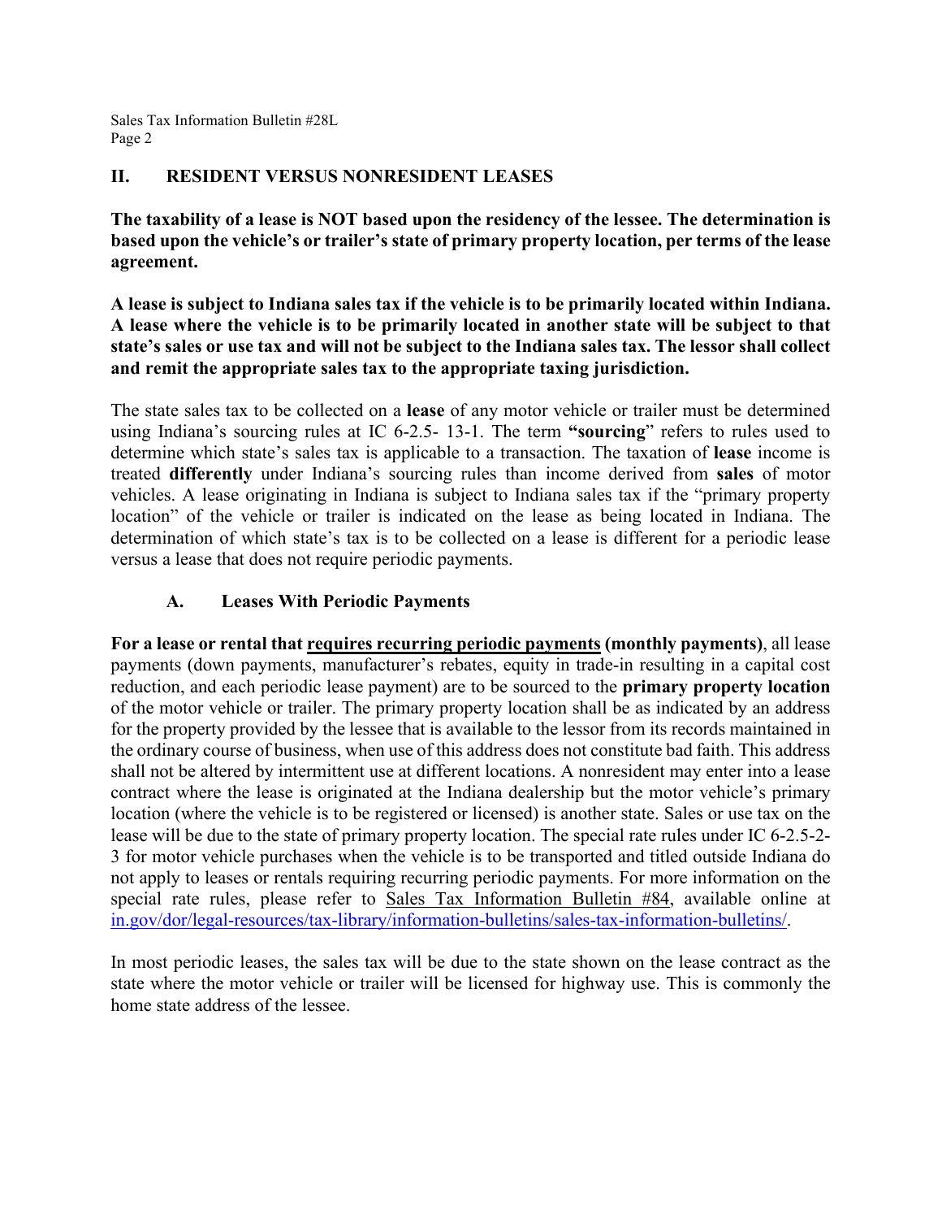## II. RESIDENT VERSUS NONRESIDENT LEASES

**The taxability of a lease is NOT based upon the residency of the lessee. The determination is based upon the vehicle's or trailer's state of primary property location, per terms of the lease agreement.**

**A lease is subject to Indiana sales tax if the vehicle is to be primarily located within Indiana. A lease where the vehicle is to be primarily located in another state will be subject to that state's sales or use tax and will not be subject to the Indiana sales tax. The lessor shall collect and remit the appropriate sales tax to the appropriate taxing jurisdiction.**

The state sales tax to be collected on a **lease** of any motor vehicle or trailer must be determined using Indiana's sourcing rules at IC 6-2.5- 13-1. The term **"sourcing"** refers to rules used to determine which state's sales tax is applicable to a transaction. The taxation of **lease** income is treated **differently** under Indiana's sourcing rules than income derived from **sales** of motor vehicles. A lease originating in Indiana is subject to Indiana sales tax if the "primary property location" of the vehicle or trailer is indicated on the lease as being located in Indiana. The determination of which state's tax is to be collected on a lease is different for a periodic lease versus a lease that does not require periodic payments.

### A. Leases With Periodic Payments

**For a lease or rental that requires recurring periodic payments (monthly payments)**, all lease payments (down payments, manufacturer's rebates, equity in trade-in resulting in a capital cost reduction, and each periodic lease payment) are to be sourced to the **primary property location** of the motor vehicle or trailer. The primary property location shall be as indicated by an address for the property provided by the lessee that is available to the lessor from its records maintained in the ordinary course of business, when use of this address does not constitute bad faith. This address shall not be altered by intermittent use at different locations. A nonresident may enter into a lease contract where the lease is originated at the Indiana dealership but the motor vehicle's primary location (where the vehicle is to be registered or licensed) is another state. Sales or use tax on the lease will be due to the state of primary property location. The special rate rules under IC 6-2.5-2-3 for motor vehicle purchases when the vehicle is to be transported and titled outside Indiana do not apply to leases or rentals requiring recurring periodic payments. For more information on the special rate rules, please refer to Sales Tax Information Bulletin #84, available online at in.gov/dor/legal-resources/tax-library/information-bulletins/sales-tax-information-bulletins/.

In most periodic leases, the sales tax will be due to the state shown on the lease contract as the state where the motor vehicle or trailer will be licensed for highway use. This is commonly the home state address of the lessee.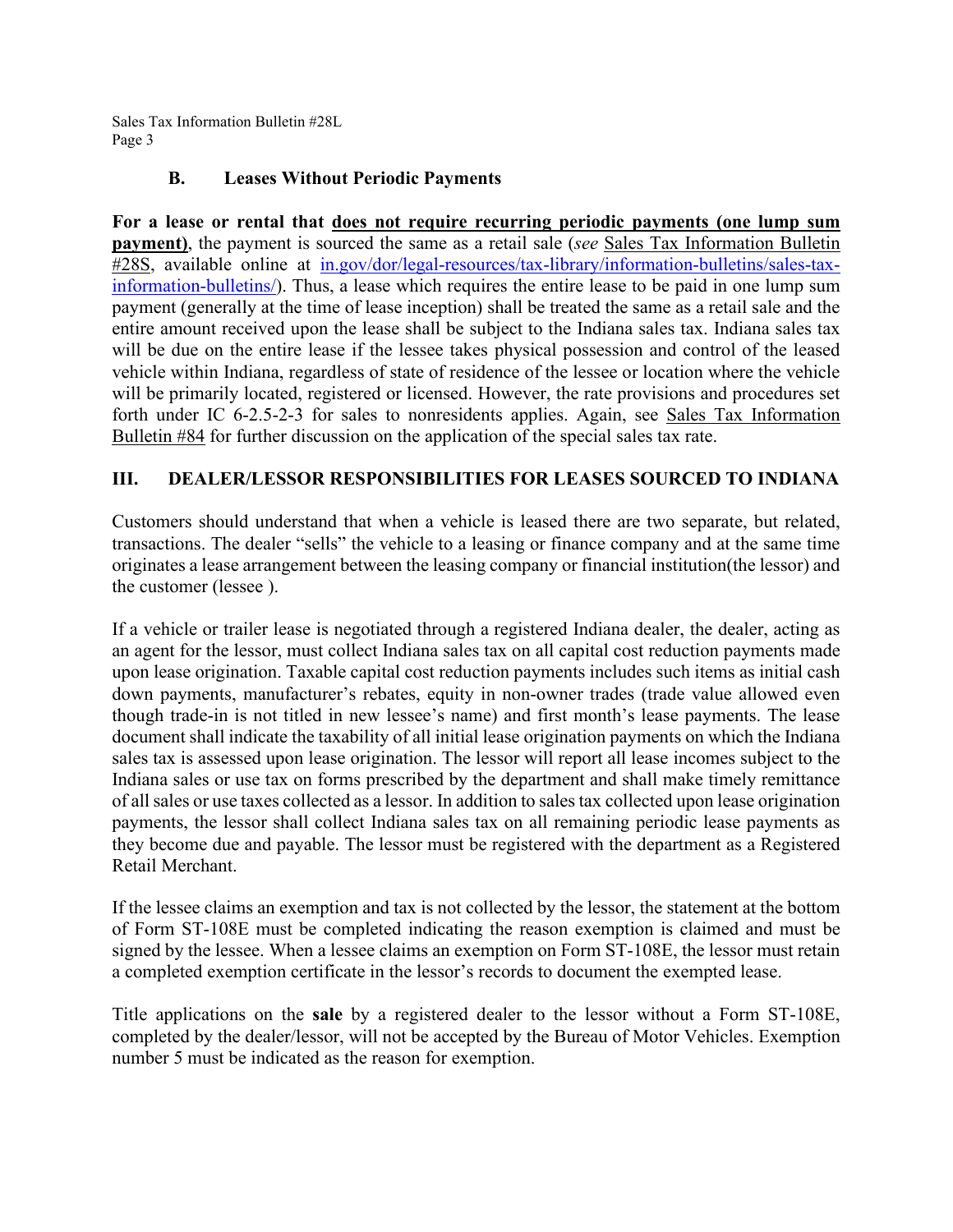### B. Leases Without Periodic Payments

**For a lease or rental that <u>does not require recurring periodic payments (one lump sum payment)</u>**, the payment is sourced the same as a retail sale (*see* <u>Sales Tax Information Bulletin #28S</u>, available online at [in.gov/dor/legal-resources/tax-library/information-bulletins/sales-tax-information-bulletins/](in.gov/dor/legal-resources/tax-library/information-bulletins/sales-tax-information-bulletins/)). Thus, a lease which requires the entire lease to be paid in one lump sum payment (generally at the time of lease inception) shall be treated the same as a retail sale and the entire amount received upon the lease shall be subject to the Indiana sales tax. Indiana sales tax will be due on the entire lease if the lessee takes physical possession and control of the leased vehicle within Indiana, regardless of state of residence of the lessee or location where the vehicle will be primarily located, registered or licensed. However, the rate provisions and procedures set forth under IC 6-2.5-2-3 for sales to nonresidents applies. Again, see <u>Sales Tax Information Bulletin #84</u> for further discussion on the application of the special sales tax rate.

## III. DEALER/LESSOR RESPONSIBILITIES FOR LEASES SOURCED TO INDIANA

Customers should understand that when a vehicle is leased there are two separate, but related, transactions. The dealer "sells" the vehicle to a leasing or finance company and at the same time originates a lease arrangement between the leasing company or financial institution(the lessor) and the customer (lessee ).

If a vehicle or trailer lease is negotiated through a registered Indiana dealer, the dealer, acting as an agent for the lessor, must collect Indiana sales tax on all capital cost reduction payments made upon lease origination. Taxable capital cost reduction payments includes such items as initial cash down payments, manufacturer's rebates, equity in non-owner trades (trade value allowed even though trade-in is not titled in new lessee's name) and first month's lease payments. The lease document shall indicate the taxability of all initial lease origination payments on which the Indiana sales tax is assessed upon lease origination. The lessor will report all lease incomes subject to the Indiana sales or use tax on forms prescribed by the department and shall make timely remittance of all sales or use taxes collected as a lessor. In addition to sales tax collected upon lease origination payments, the lessor shall collect Indiana sales tax on all remaining periodic lease payments as they become due and payable. The lessor must be registered with the department as a Registered Retail Merchant.

If the lessee claims an exemption and tax is not collected by the lessor, the statement at the bottom of Form ST-108E must be completed indicating the reason exemption is claimed and must be signed by the lessee. When a lessee claims an exemption on Form ST-108E, the lessor must retain a completed exemption certificate in the lessor's records to document the exempted lease.

Title applications on the **sale** by a registered dealer to the lessor without a Form ST-108E, completed by the dealer/lessor, will not be accepted by the Bureau of Motor Vehicles. Exemption number 5 must be indicated as the reason for exemption.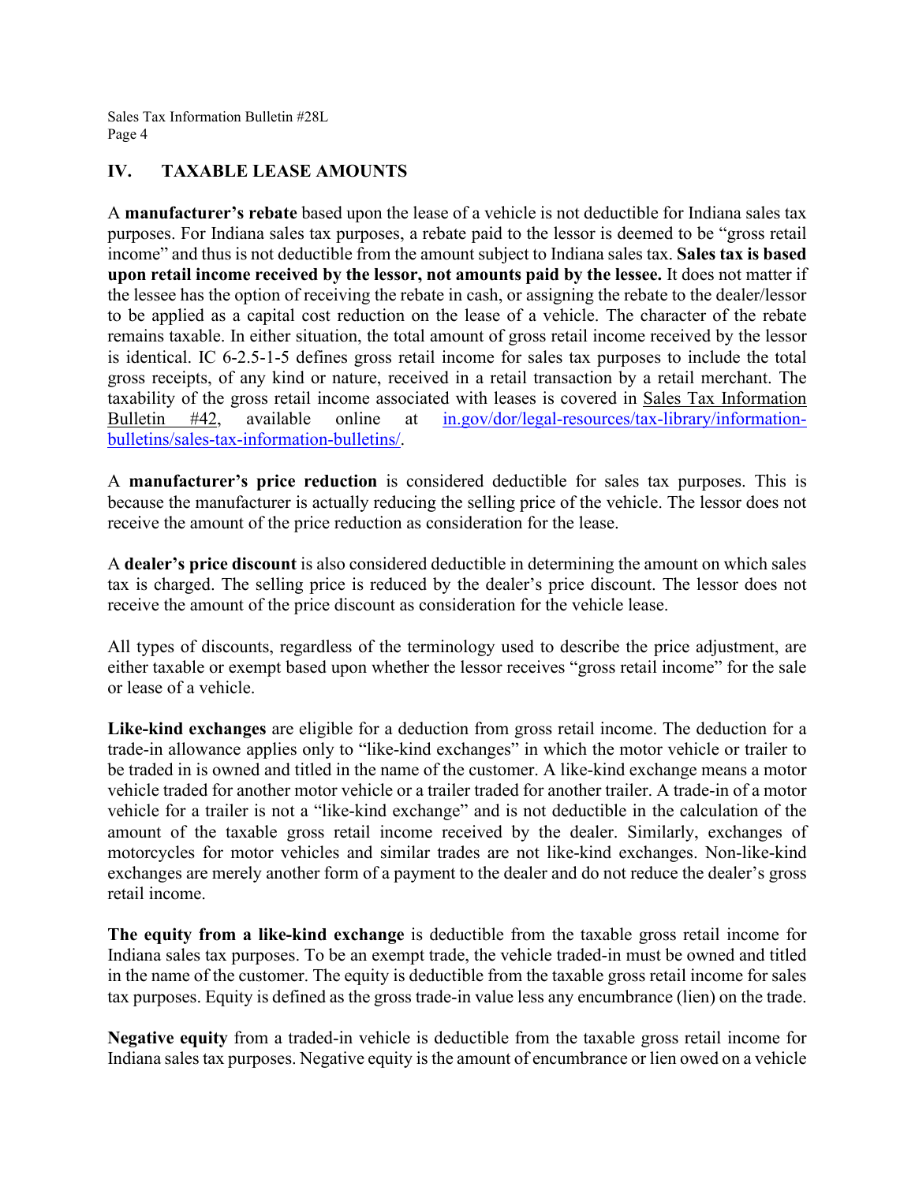## IV. TAXABLE LEASE AMOUNTS

A **manufacturer's rebate** based upon the lease of a vehicle is not deductible for Indiana sales tax purposes. For Indiana sales tax purposes, a rebate paid to the lessor is deemed to be "gross retail income" and thus is not deductible from the amount subject to Indiana sales tax. **Sales tax is based upon retail income received by the lessor, not amounts paid by the lessee.** It does not matter if the lessee has the option of receiving the rebate in cash, or assigning the rebate to the dealer/lessor to be applied as a capital cost reduction on the lease of a vehicle. The character of the rebate remains taxable. In either situation, the total amount of gross retail income received by the lessor is identical. IC 6-2.5-1-5 defines gross retail income for sales tax purposes to include the total gross receipts, of any kind or nature, received in a retail transaction by a retail merchant. The taxability of the gross retail income associated with leases is covered in Sales Tax Information Bulletin #42, available online at in.gov/dor/legal-resources/tax-library/information-bulletins/sales-tax-information-bulletins/.

A **manufacturer's price reduction** is considered deductible for sales tax purposes. This is because the manufacturer is actually reducing the selling price of the vehicle. The lessor does not receive the amount of the price reduction as consideration for the lease.

A **dealer's price discount** is also considered deductible in determining the amount on which sales tax is charged. The selling price is reduced by the dealer's price discount. The lessor does not receive the amount of the price discount as consideration for the vehicle lease.

All types of discounts, regardless of the terminology used to describe the price adjustment, are either taxable or exempt based upon whether the lessor receives "gross retail income" for the sale or lease of a vehicle.

**Like-kind exchanges** are eligible for a deduction from gross retail income. The deduction for a trade-in allowance applies only to "like-kind exchanges" in which the motor vehicle or trailer to be traded in is owned and titled in the name of the customer. A like-kind exchange means a motor vehicle traded for another motor vehicle or a trailer traded for another trailer. A trade-in of a motor vehicle for a trailer is not a "like-kind exchange" and is not deductible in the calculation of the amount of the taxable gross retail income received by the dealer. Similarly, exchanges of motorcycles for motor vehicles and similar trades are not like-kind exchanges. Non-like-kind exchanges are merely another form of a payment to the dealer and do not reduce the dealer's gross retail income.

**The equity from a like-kind exchange** is deductible from the taxable gross retail income for Indiana sales tax purposes. To be an exempt trade, the vehicle traded-in must be owned and titled in the name of the customer. The equity is deductible from the taxable gross retail income for sales tax purposes. Equity is defined as the gross trade-in value less any encumbrance (lien) on the trade.

**Negative equity** from a traded-in vehicle is deductible from the taxable gross retail income for Indiana sales tax purposes. Negative equity is the amount of encumbrance or lien owed on a vehicle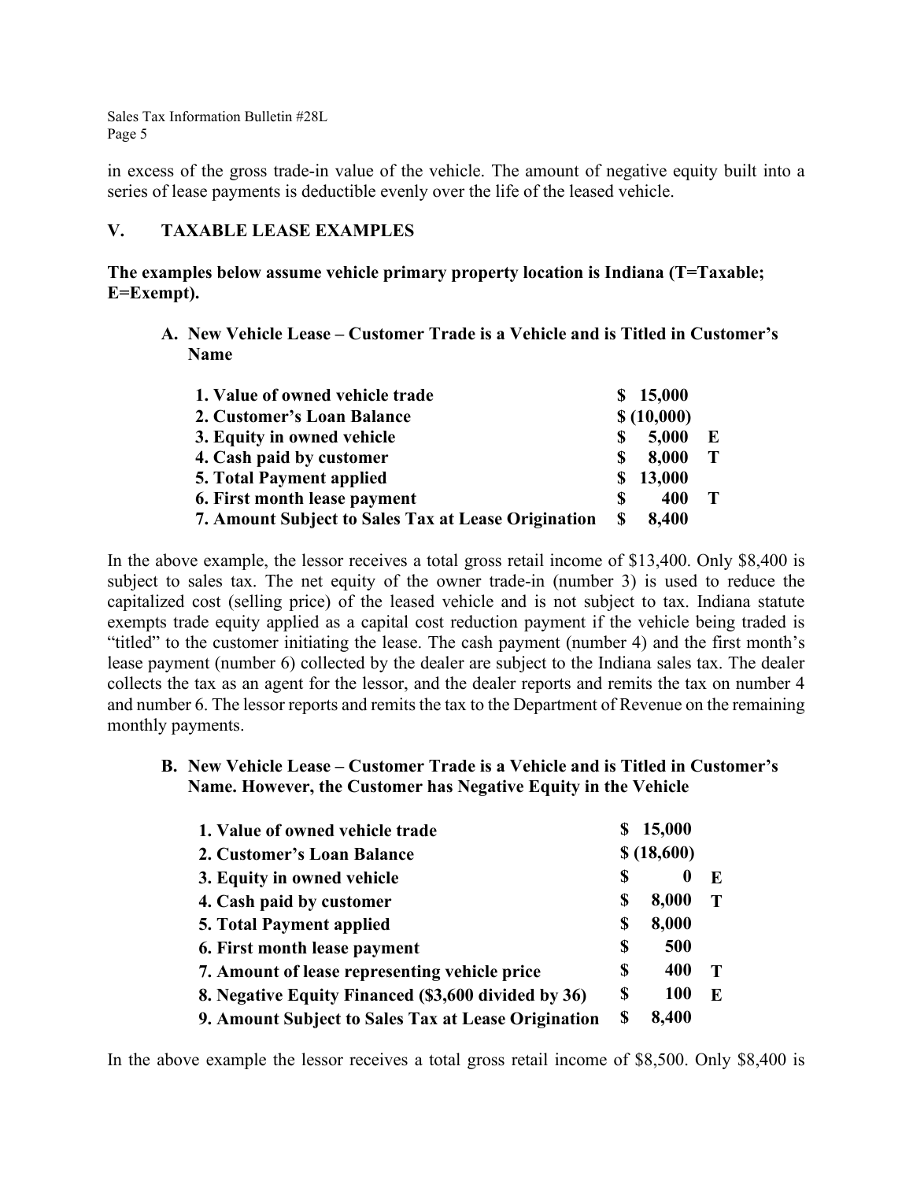in excess of the gross trade-in value of the vehicle. The amount of negative equity built into a series of lease payments is deductible evenly over the life of the leased vehicle.

## V. TAXABLE LEASE EXAMPLES

**The examples below assume vehicle primary property location is Indiana (T=Taxable; E=Exempt).**

### A. New Vehicle Lease – Customer Trade is a Vehicle and is Titled in Customer's Name

| | | |
|---|---|---|
| **1. Value of owned vehicle trade** | **$ 15,000** | |
| **2. Customer's Loan Balance** | **$ (10,000)** | |
| **3. Equity in owned vehicle** | **$ 5,000** | **E** |
| **4. Cash paid by customer** | **$ 8,000** | **T** |
| **5. Total Payment applied** | **$ 13,000** | |
| **6. First month lease payment** | **$ 400** | **T** |
| **7. Amount Subject to Sales Tax at Lease Origination** | **$ 8,400** | |

In the above example, the lessor receives a total gross retail income of $13,400. Only $8,400 is subject to sales tax. The net equity of the owner trade-in (number 3) is used to reduce the capitalized cost (selling price) of the leased vehicle and is not subject to tax. Indiana statute exempts trade equity applied as a capital cost reduction payment if the vehicle being traded is "titled" to the customer initiating the lease. The cash payment (number 4) and the first month's lease payment (number 6) collected by the dealer are subject to the Indiana sales tax. The dealer collects the tax as an agent for the lessor, and the dealer reports and remits the tax on number 4 and number 6. The lessor reports and remits the tax to the Department of Revenue on the remaining monthly payments.

### B. New Vehicle Lease – Customer Trade is a Vehicle and is Titled in Customer's Name. However, the Customer has Negative Equity in the Vehicle

| | | |
|---|---|---|
| **1. Value of owned vehicle trade** | **$ 15,000** | |
| **2. Customer's Loan Balance** | **$ (18,600)** | |
| **3. Equity in owned vehicle** | **$ 0** | **E** |
| **4. Cash paid by customer** | **$ 8,000** | **T** |
| **5. Total Payment applied** | **$ 8,000** | |
| **6. First month lease payment** | **$ 500** | |
| **7. Amount of lease representing vehicle price** | **$ 400** | **T** |
| **8. Negative Equity Financed ($3,600 divided by 36)** | **$ 100** | **E** |
| **9. Amount Subject to Sales Tax at Lease Origination** | **$ 8,400** | |

In the above example the lessor receives a total gross retail income of $8,500. Only $8,400 is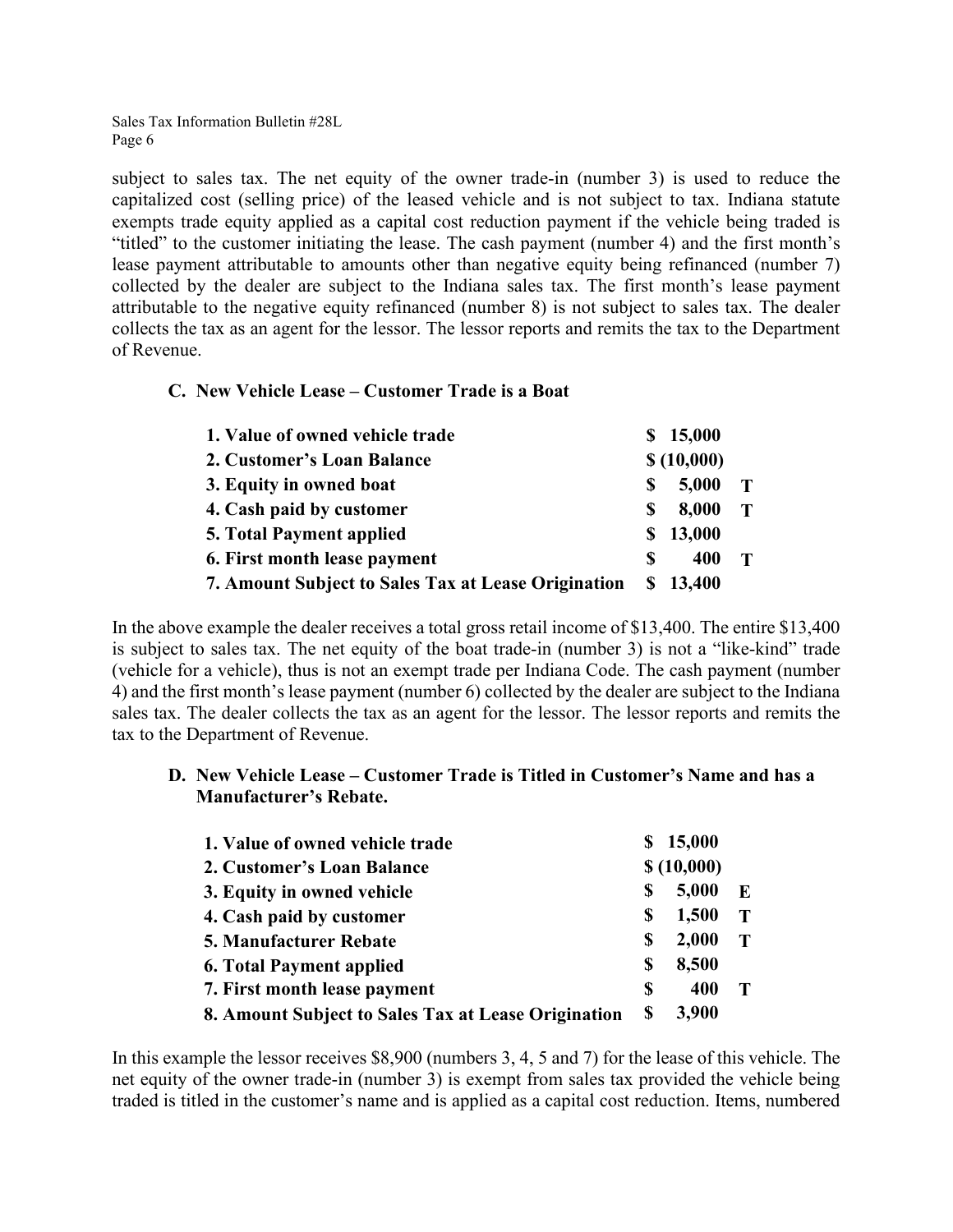subject to sales tax. The net equity of the owner trade-in (number 3) is used to reduce the capitalized cost (selling price) of the leased vehicle and is not subject to tax. Indiana statute exempts trade equity applied as a capital cost reduction payment if the vehicle being traded is "titled" to the customer initiating the lease. The cash payment (number 4) and the first month's lease payment attributable to amounts other than negative equity being refinanced (number 7) collected by the dealer are subject to the Indiana sales tax. The first month's lease payment attributable to the negative equity refinanced (number 8) is not subject to sales tax. The dealer collects the tax as an agent for the lessor. The lessor reports and remits the tax to the Department of Revenue.

### C. New Vehicle Lease – Customer Trade is a Boat

| | | |
|---|---|---|
| **1. Value of owned vehicle trade** | **$ 15,000** | |
| **2. Customer's Loan Balance** | **$ (10,000)** | |
| **3. Equity in owned boat** | **$ 5,000** | **T** |
| **4. Cash paid by customer** | **$ 8,000** | **T** |
| **5. Total Payment applied** | **$ 13,000** | |
| **6. First month lease payment** | **$ 400** | **T** |
| **7. Amount Subject to Sales Tax at Lease Origination** | **$ 13,400** | |

In the above example the dealer receives a total gross retail income of $13,400. The entire $13,400 is subject to sales tax. The net equity of the boat trade-in (number 3) is not a "like-kind" trade (vehicle for a vehicle), thus is not an exempt trade per Indiana Code. The cash payment (number 4) and the first month's lease payment (number 6) collected by the dealer are subject to the Indiana sales tax. The dealer collects the tax as an agent for the lessor. The lessor reports and remits the tax to the Department of Revenue.

### D. New Vehicle Lease – Customer Trade is Titled in Customer's Name and has a Manufacturer's Rebate.

| | | |
|---|---|---|
| **1. Value of owned vehicle trade** | **$ 15,000** | |
| **2. Customer's Loan Balance** | **$ (10,000)** | |
| **3. Equity in owned vehicle** | **$ 5,000** | **E** |
| **4. Cash paid by customer** | **$ 1,500** | **T** |
| **5. Manufacturer Rebate** | **$ 2,000** | **T** |
| **6. Total Payment applied** | **$ 8,500** | |
| **7. First month lease payment** | **$ 400** | **T** |
| **8. Amount Subject to Sales Tax at Lease Origination** | **$ 3,900** | |

In this example the lessor receives $8,900 (numbers 3, 4, 5 and 7) for the lease of this vehicle. The net equity of the owner trade-in (number 3) is exempt from sales tax provided the vehicle being traded is titled in the customer's name and is applied as a capital cost reduction. Items, numbered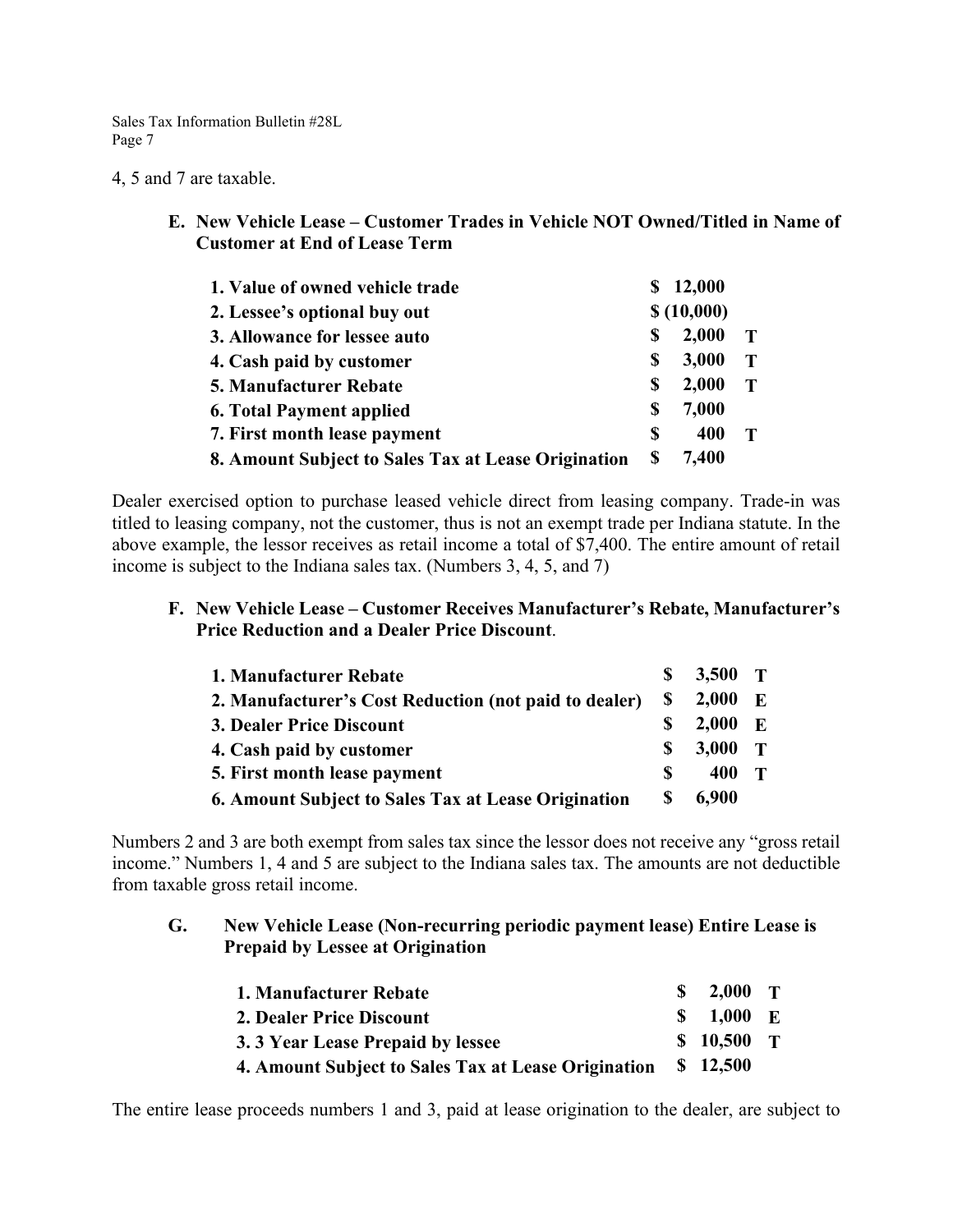4, 5 and 7 are taxable.

**E. New Vehicle Lease – Customer Trades in Vehicle NOT Owned/Titled in Name of Customer at End of Lease Term**

| | | |
|---|---|---|
| **1. Value of owned vehicle trade** | **$ 12,000** | |
| **2. Lessee's optional buy out** | **$ (10,000)** | |
| **3. Allowance for lessee auto** | **$ 2,000** | **T** |
| **4. Cash paid by customer** | **$ 3,000** | **T** |
| **5. Manufacturer Rebate** | **$ 2,000** | **T** |
| **6. Total Payment applied** | **$ 7,000** | |
| **7. First month lease payment** | **$ 400** | **T** |
| **8. Amount Subject to Sales Tax at Lease Origination** | **$ 7,400** | |

Dealer exercised option to purchase leased vehicle direct from leasing company. Trade-in was titled to leasing company, not the customer, thus is not an exempt trade per Indiana statute. In the above example, the lessor receives as retail income a total of $7,400. The entire amount of retail income is subject to the Indiana sales tax. (Numbers 3, 4, 5, and 7)

**F. New Vehicle Lease – Customer Receives Manufacturer's Rebate, Manufacturer's Price Reduction and a Dealer Price Discount**.

| | | |
|---|---|---|
| **1. Manufacturer Rebate** | **$ 3,500** | **T** |
| **2. Manufacturer's Cost Reduction (not paid to dealer)** | **$ 2,000** | **E** |
| **3. Dealer Price Discount** | **$ 2,000** | **E** |
| **4. Cash paid by customer** | **$ 3,000** | **T** |
| **5. First month lease payment** | **$ 400** | **T** |
| **6. Amount Subject to Sales Tax at Lease Origination** | **$ 6,900** | |

Numbers 2 and 3 are both exempt from sales tax since the lessor does not receive any "gross retail income." Numbers 1, 4 and 5 are subject to the Indiana sales tax. The amounts are not deductible from taxable gross retail income.

**G. New Vehicle Lease (Non-recurring periodic payment lease) Entire Lease is Prepaid by Lessee at Origination**

| | | |
|---|---|---|
| **1. Manufacturer Rebate** | **$ 2,000** | **T** |
| **2. Dealer Price Discount** | **$ 1,000** | **E** |
| **3. 3 Year Lease Prepaid by lessee** | **$ 10,500** | **T** |
| **4. Amount Subject to Sales Tax at Lease Origination** | **$ 12,500** | |

The entire lease proceeds numbers 1 and 3, paid at lease origination to the dealer, are subject to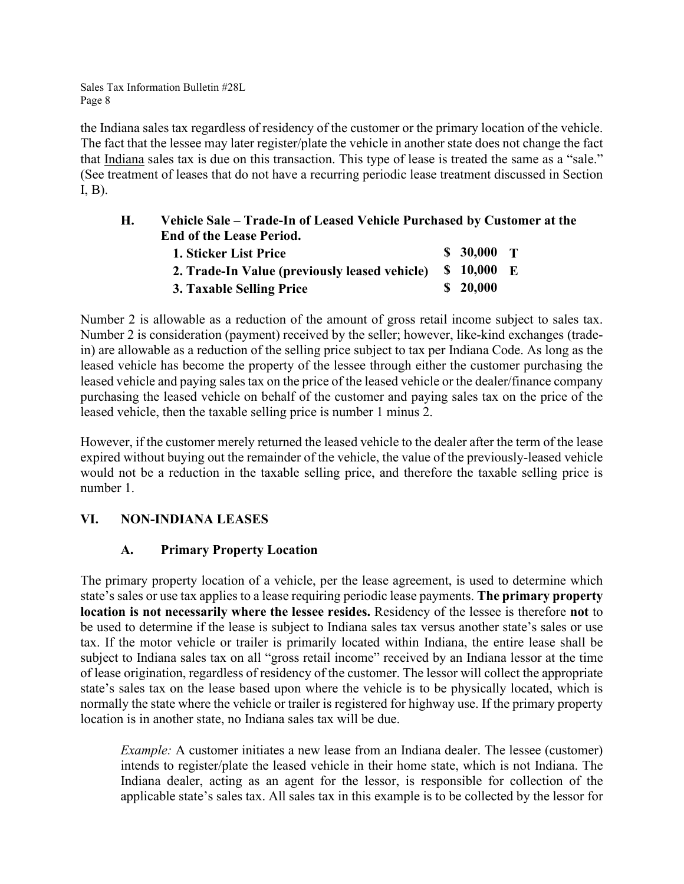the Indiana sales tax regardless of residency of the customer or the primary location of the vehicle. The fact that the lessee may later register/plate the vehicle in another state does not change the fact that Indiana sales tax is due on this transaction. This type of lease is treated the same as a "sale." (See treatment of leases that do not have a recurring periodic lease treatment discussed in Section I, B).

### H. Vehicle Sale – Trade-In of Leased Vehicle Purchased by Customer at the End of the Lease Period.

| | | |
|---|---|---|
| **1. Sticker List Price** | **$ 30,000** | **T** |
| **2. Trade-In Value (previously leased vehicle)** | **$ 10,000** | **E** |
| **3. Taxable Selling Price** | **$ 20,000** | |

Number 2 is allowable as a reduction of the amount of gross retail income subject to sales tax. Number 2 is consideration (payment) received by the seller; however, like-kind exchanges (trade-in) are allowable as a reduction of the selling price subject to tax per Indiana Code. As long as the leased vehicle has become the property of the lessee through either the customer purchasing the leased vehicle and paying sales tax on the price of the leased vehicle or the dealer/finance company purchasing the leased vehicle on behalf of the customer and paying sales tax on the price of the leased vehicle, then the taxable selling price is number 1 minus 2.

However, if the customer merely returned the leased vehicle to the dealer after the term of the lease expired without buying out the remainder of the vehicle, the value of the previously-leased vehicle would not be a reduction in the taxable selling price, and therefore the taxable selling price is number 1.

## VI. NON-INDIANA LEASES

### A. Primary Property Location

The primary property location of a vehicle, per the lease agreement, is used to determine which state's sales or use tax applies to a lease requiring periodic lease payments. **The primary property location is not necessarily where the lessee resides.** Residency of the lessee is therefore **not** to be used to determine if the lease is subject to Indiana sales tax versus another state's sales or use tax. If the motor vehicle or trailer is primarily located within Indiana, the entire lease shall be subject to Indiana sales tax on all "gross retail income" received by an Indiana lessor at the time of lease origination, regardless of residency of the customer. The lessor will collect the appropriate state's sales tax on the lease based upon where the vehicle is to be physically located, which is normally the state where the vehicle or trailer is registered for highway use. If the primary property location is in another state, no Indiana sales tax will be due.

> *Example:* A customer initiates a new lease from an Indiana dealer. The lessee (customer) intends to register/plate the leased vehicle in their home state, which is not Indiana. The Indiana dealer, acting as an agent for the lessor, is responsible for collection of the applicable state's sales tax. All sales tax in this example is to be collected by the lessor for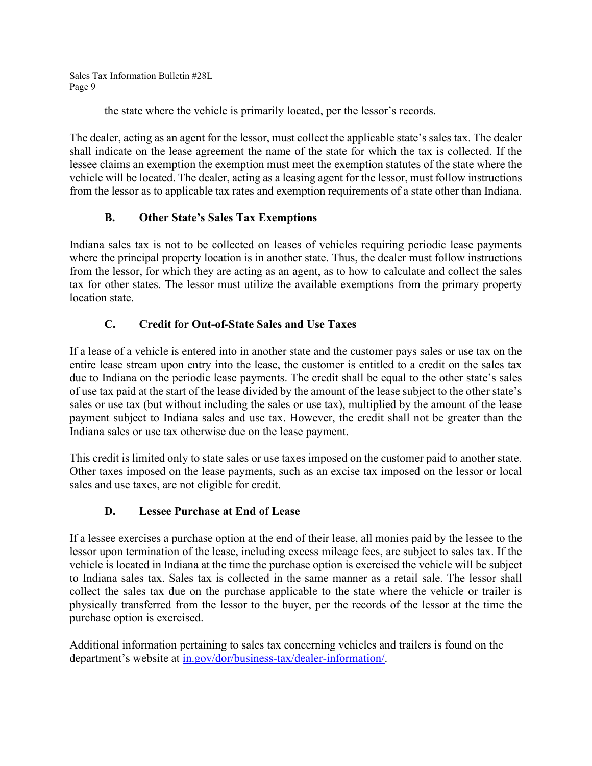the state where the vehicle is primarily located, per the lessor's records.

The dealer, acting as an agent for the lessor, must collect the applicable state's sales tax. The dealer shall indicate on the lease agreement the name of the state for which the tax is collected. If the lessee claims an exemption the exemption must meet the exemption statutes of the state where the vehicle will be located. The dealer, acting as a leasing agent for the lessor, must follow instructions from the lessor as to applicable tax rates and exemption requirements of a state other than Indiana.

### B. Other State's Sales Tax Exemptions

Indiana sales tax is not to be collected on leases of vehicles requiring periodic lease payments where the principal property location is in another state. Thus, the dealer must follow instructions from the lessor, for which they are acting as an agent, as to how to calculate and collect the sales tax for other states. The lessor must utilize the available exemptions from the primary property location state.

### C. Credit for Out-of-State Sales and Use Taxes

If a lease of a vehicle is entered into in another state and the customer pays sales or use tax on the entire lease stream upon entry into the lease, the customer is entitled to a credit on the sales tax due to Indiana on the periodic lease payments. The credit shall be equal to the other state's sales of use tax paid at the start of the lease divided by the amount of the lease subject to the other state's sales or use tax (but without including the sales or use tax), multiplied by the amount of the lease payment subject to Indiana sales and use tax. However, the credit shall not be greater than the Indiana sales or use tax otherwise due on the lease payment.

This credit is limited only to state sales or use taxes imposed on the customer paid to another state. Other taxes imposed on the lease payments, such as an excise tax imposed on the lessor or local sales and use taxes, are not eligible for credit.

### D. Lessee Purchase at End of Lease

If a lessee exercises a purchase option at the end of their lease, all monies paid by the lessee to the lessor upon termination of the lease, including excess mileage fees, are subject to sales tax. If the vehicle is located in Indiana at the time the purchase option is exercised the vehicle will be subject to Indiana sales tax. Sales tax is collected in the same manner as a retail sale. The lessor shall collect the sales tax due on the purchase applicable to the state where the vehicle or trailer is physically transferred from the lessor to the buyer, per the records of the lessor at the time the purchase option is exercised.

Additional information pertaining to sales tax concerning vehicles and trailers is found on the department's website at [in.gov/dor/business-tax/dealer-information/](in.gov/dor/business-tax/dealer-information/).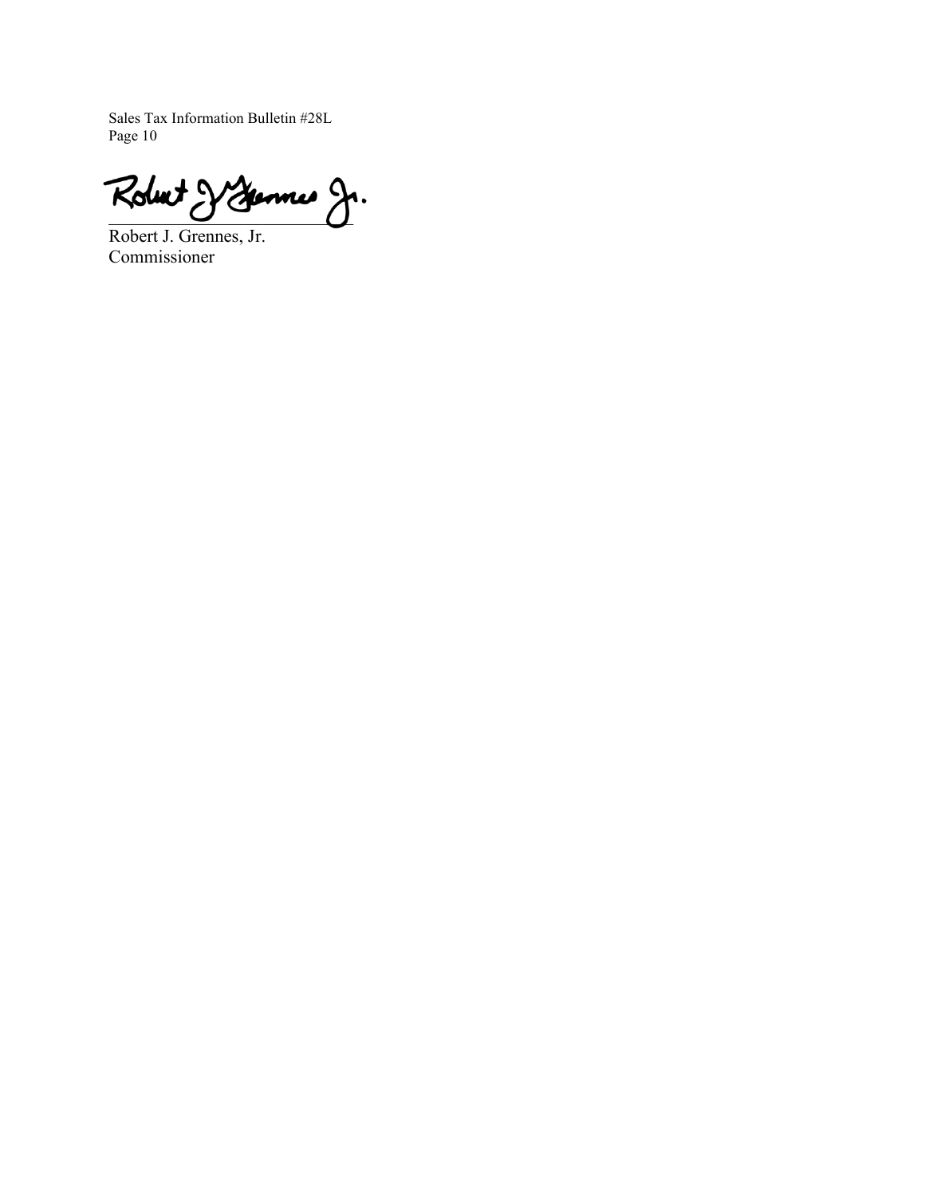Robert J. Grennes, Jr.
Commissioner